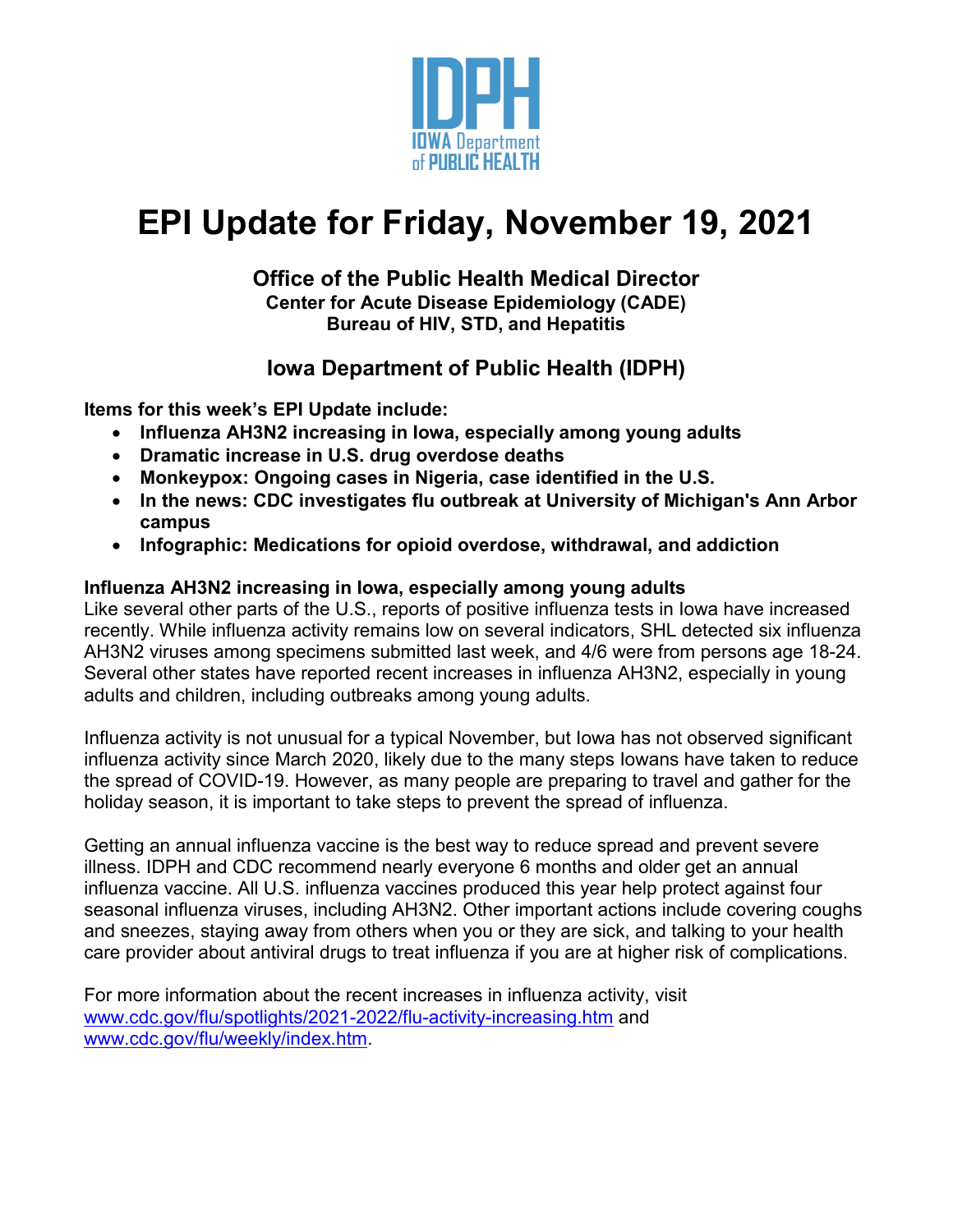# EPI Update for Friday, November 19, 2021

**Office of the Public Health Medical Director**
**Center for Acute Disease Epidemiology (CADE)**
**Bureau of HIV, STD, and Hepatitis**

**Iowa Department of Public Health (IDPH)**

**Items for this week's EPI Update include:**

- **Influenza AH3N2 increasing in Iowa, especially among young adults**
- **Dramatic increase in U.S. drug overdose deaths**
- **Monkeypox: Ongoing cases in Nigeria, case identified in the U.S.**
- **In the news: CDC investigates flu outbreak at University of Michigan's Ann Arbor campus**
- **Infographic: Medications for opioid overdose, withdrawal, and addiction**

## Influenza AH3N2 increasing in Iowa, especially among young adults

Like several other parts of the U.S., reports of positive influenza tests in Iowa have increased recently. While influenza activity remains low on several indicators, SHL detected six influenza AH3N2 viruses among specimens submitted last week, and 4/6 were from persons age 18-24. Several other states have reported recent increases in influenza AH3N2, especially in young adults and children, including outbreaks among young adults.

Influenza activity is not unusual for a typical November, but Iowa has not observed significant influenza activity since March 2020, likely due to the many steps Iowans have taken to reduce the spread of COVID-19. However, as many people are preparing to travel and gather for the holiday season, it is important to take steps to prevent the spread of influenza.

Getting an annual influenza vaccine is the best way to reduce spread and prevent severe illness. IDPH and CDC recommend nearly everyone 6 months and older get an annual influenza vaccine. All U.S. influenza vaccines produced this year help protect against four seasonal influenza viruses, including AH3N2. Other important actions include covering coughs and sneezes, staying away from others when you or they are sick, and talking to your health care provider about antiviral drugs to treat influenza if you are at higher risk of complications.

For more information about the recent increases in influenza activity, visit www.cdc.gov/flu/spotlights/2021-2022/flu-activity-increasing.htm and www.cdc.gov/flu/weekly/index.htm.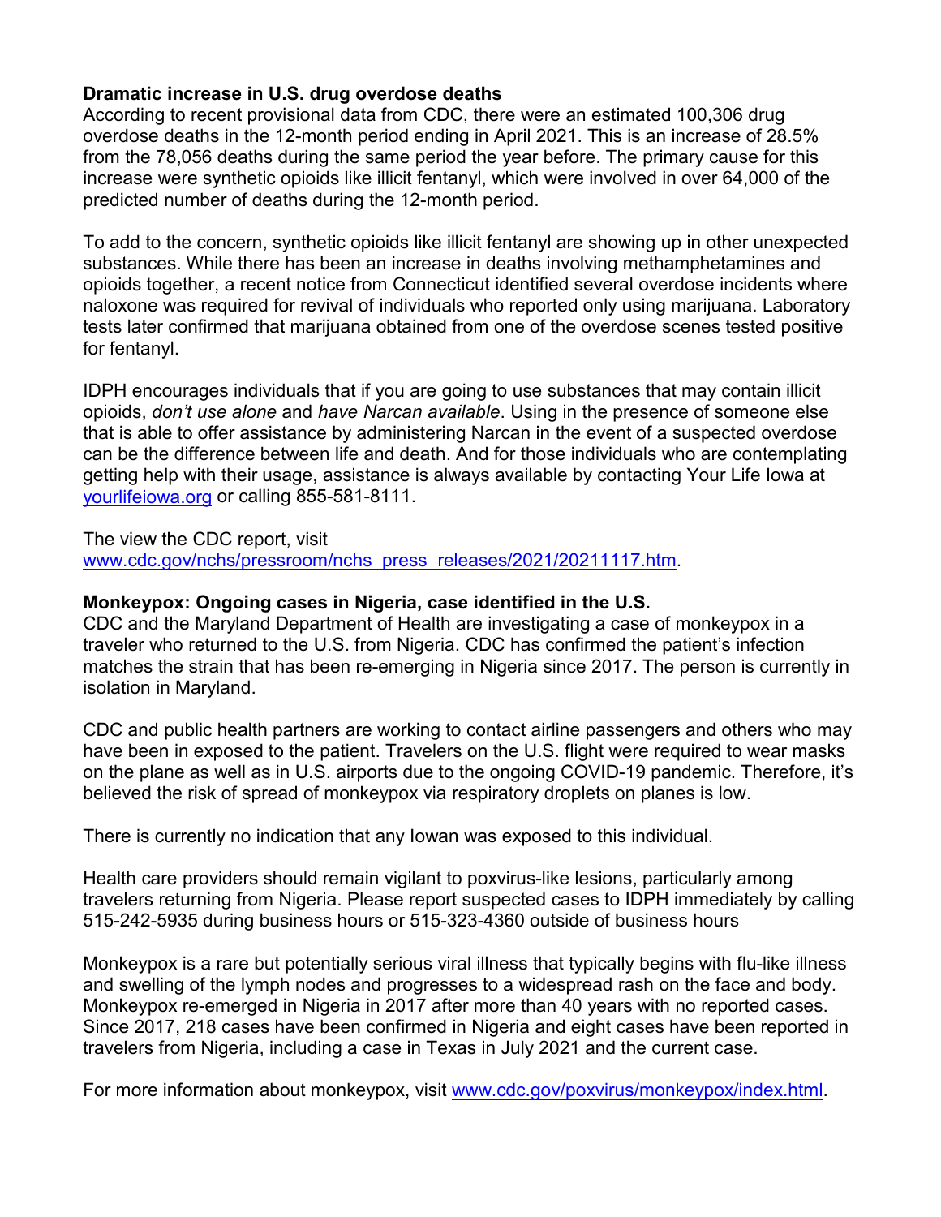**Dramatic increase in U.S. drug overdose deaths**

According to recent provisional data from CDC, there were an estimated 100,306 drug overdose deaths in the 12-month period ending in April 2021. This is an increase of 28.5% from the 78,056 deaths during the same period the year before. The primary cause for this increase were synthetic opioids like illicit fentanyl, which were involved in over 64,000 of the predicted number of deaths during the 12-month period.

To add to the concern, synthetic opioids like illicit fentanyl are showing up in other unexpected substances. While there has been an increase in deaths involving methamphetamines and opioids together, a recent notice from Connecticut identified several overdose incidents where naloxone was required for revival of individuals who reported only using marijuana. Laboratory tests later confirmed that marijuana obtained from one of the overdose scenes tested positive for fentanyl.

IDPH encourages individuals that if you are going to use substances that may contain illicit opioids, *don't use alone* and *have Narcan available*. Using in the presence of someone else that is able to offer assistance by administering Narcan in the event of a suspected overdose can be the difference between life and death. And for those individuals who are contemplating getting help with their usage, assistance is always available by contacting Your Life Iowa at [yourlifeiowa.org](yourlifeiowa.org) or calling 855-581-8111.

The view the CDC report, visit [www.cdc.gov/nchs/pressroom/nchs_press_releases/2021/20211117.htm](www.cdc.gov/nchs/pressroom/nchs_press_releases/2021/20211117.htm).

**Monkeypox: Ongoing cases in Nigeria, case identified in the U.S.**

CDC and the Maryland Department of Health are investigating a case of monkeypox in a traveler who returned to the U.S. from Nigeria. CDC has confirmed the patient's infection matches the strain that has been re-emerging in Nigeria since 2017. The person is currently in isolation in Maryland.

CDC and public health partners are working to contact airline passengers and others who may have been in exposed to the patient. Travelers on the U.S. flight were required to wear masks on the plane as well as in U.S. airports due to the ongoing COVID-19 pandemic. Therefore, it's believed the risk of spread of monkeypox via respiratory droplets on planes is low.

There is currently no indication that any Iowan was exposed to this individual.

Health care providers should remain vigilant to poxvirus-like lesions, particularly among travelers returning from Nigeria. Please report suspected cases to IDPH immediately by calling 515-242-5935 during business hours or 515-323-4360 outside of business hours

Monkeypox is a rare but potentially serious viral illness that typically begins with flu-like illness and swelling of the lymph nodes and progresses to a widespread rash on the face and body. Monkeypox re-emerged in Nigeria in 2017 after more than 40 years with no reported cases. Since 2017, 218 cases have been confirmed in Nigeria and eight cases have been reported in travelers from Nigeria, including a case in Texas in July 2021 and the current case.

For more information about monkeypox, visit [www.cdc.gov/poxvirus/monkeypox/index.html](www.cdc.gov/poxvirus/monkeypox/index.html).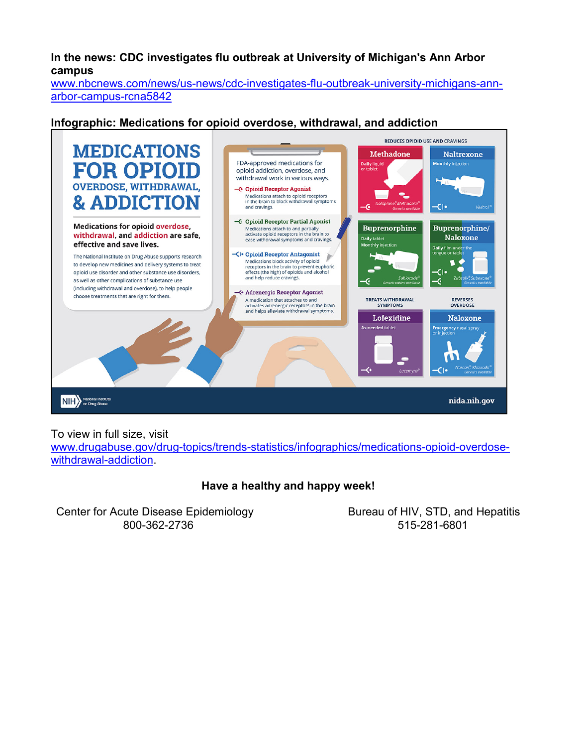**In the news: CDC investigates flu outbreak at University of Michigan's Ann Arbor campus**
[www.nbcnews.com/news/us-news/cdc-investigates-flu-outbreak-university-michigans-ann-arbor-campus-rcna5842](www.nbcnews.com/news/us-news/cdc-investigates-flu-outbreak-university-michigans-ann-arbor-campus-rcna5842)

**Infographic: Medications for opioid overdose, withdrawal, and addiction**

MEDICATIONS FOR OPIOID OVERDOSE, WITHDRAWAL, & ADDICTION

Medications for opioid overdose, withdrawal, and addiction are safe, effective and save lives.

The National Institute on Drug Abuse supports research to develop new medicines and delivery systems to treat opioid use disorder and other substance use disorders, as well as other complications of substance use (including withdrawal and overdose), to help people choose treatments that are right for them.

FDA-approved medications for opioid addiction, overdose, and withdrawal work in various ways.

Opioid Receptor Agonist
Medications attach to opioid receptors in the brain to block withdrawal symptoms and cravings.

Opioid Receptor Partial Agonist
Medications attach to and partially activate opioid receptors in the brain to ease withdrawal symptoms and cravings.

Opioid Receptor Antagonist
Medications block activity of opioid receptors in the brain to prevent euphoric effects (the high) of opioids and alcohol and help reduce cravings.

Adrenergic Receptor Agonist
A medication that attaches to and activates adrenergic receptors in the brain and helps alleviate withdrawal symptoms.

REDUCES OPIOID USE AND CRAVINGS

Methadone
Daily liquid or tablet
Dolophine® Methadose®
Generics available

Naltrexone
Monthly injection
Vivitrol®

Buprenorphine
Daily tablet
Monthly injection
Sublocade®
Generic tablets available

Buprenorphine/Naloxone
Daily film under the tongue or tablet
Zubsolv® Suboxone®
Generics available

TREATS WITHDRAWAL SYMPTOMS

Lofexidine
As-needed tablet
Lucemyra®

REVERSES OVERDOSE

Naloxone
Emergency nasal spray or injection
Narcan® Kloxxado®
Generics available

NIH National Institute on Drug Abuse

nida.nih.gov

To view in full size, visit [www.drugabuse.gov/drug-topics/trends-statistics/infographics/medications-opioid-overdose-withdrawal-addiction](www.drugabuse.gov/drug-topics/trends-statistics/infographics/medications-opioid-overdose-withdrawal-addiction).

**Have a healthy and happy week!**

Center for Acute Disease Epidemiology
800-362-2736

Bureau of HIV, STD, and Hepatitis
515-281-6801